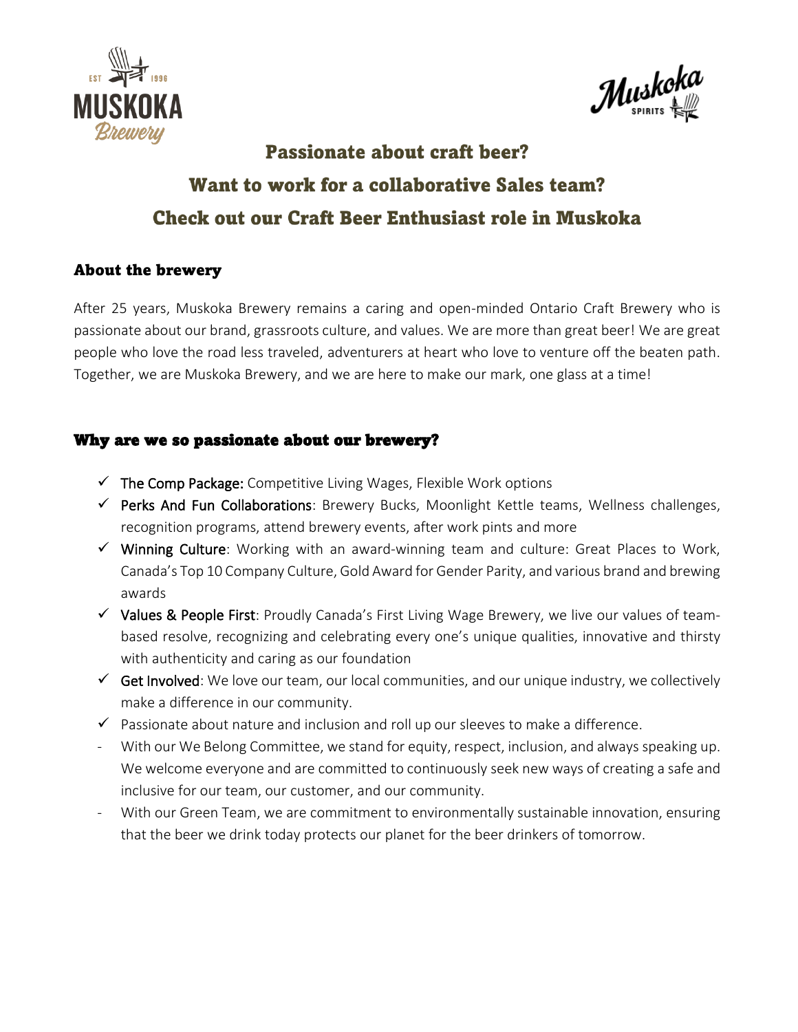# Passionate about craft beer?

# Want to work for a collaborative Sales team?

# Check out our Craft Beer Enthusiast role in Muskoka

## About the brewery

After 25 years, Muskoka Brewery remains a caring and open-minded Ontario Craft Brewery who is passionate about our brand, grassroots culture, and values. We are more than great beer! We are great people who love the road less traveled, adventurers at heart who love to venture off the beaten path. Together, we are Muskoka Brewery, and we are here to make our mark, one glass at a time!

## Why are we so passionate about our brewery?

- ✓ **The Comp Package:** Competitive Living Wages, Flexible Work options
- ✓ **Perks And Fun Collaborations**: Brewery Bucks, Moonlight Kettle teams, Wellness challenges, recognition programs, attend brewery events, after work pints and more
- ✓ **Winning Culture**: Working with an award-winning team and culture: Great Places to Work, Canada's Top 10 Company Culture, Gold Award for Gender Parity, and various brand and brewing awards
- ✓ **Values & People First**: Proudly Canada's First Living Wage Brewery, we live our values of team-based resolve, recognizing and celebrating every one's unique qualities, innovative and thirsty with authenticity and caring as our foundation
- ✓ **Get Involved**: We love our team, our local communities, and our unique industry, we collectively make a difference in our community.
- ✓ Passionate about nature and inclusion and roll up our sleeves to make a difference.
- With our We Belong Committee, we stand for equity, respect, inclusion, and always speaking up. We welcome everyone and are committed to continuously seek new ways of creating a safe and inclusive for our team, our customer, and our community.
- With our Green Team, we are commitment to environmentally sustainable innovation, ensuring that the beer we drink today protects our planet for the beer drinkers of tomorrow.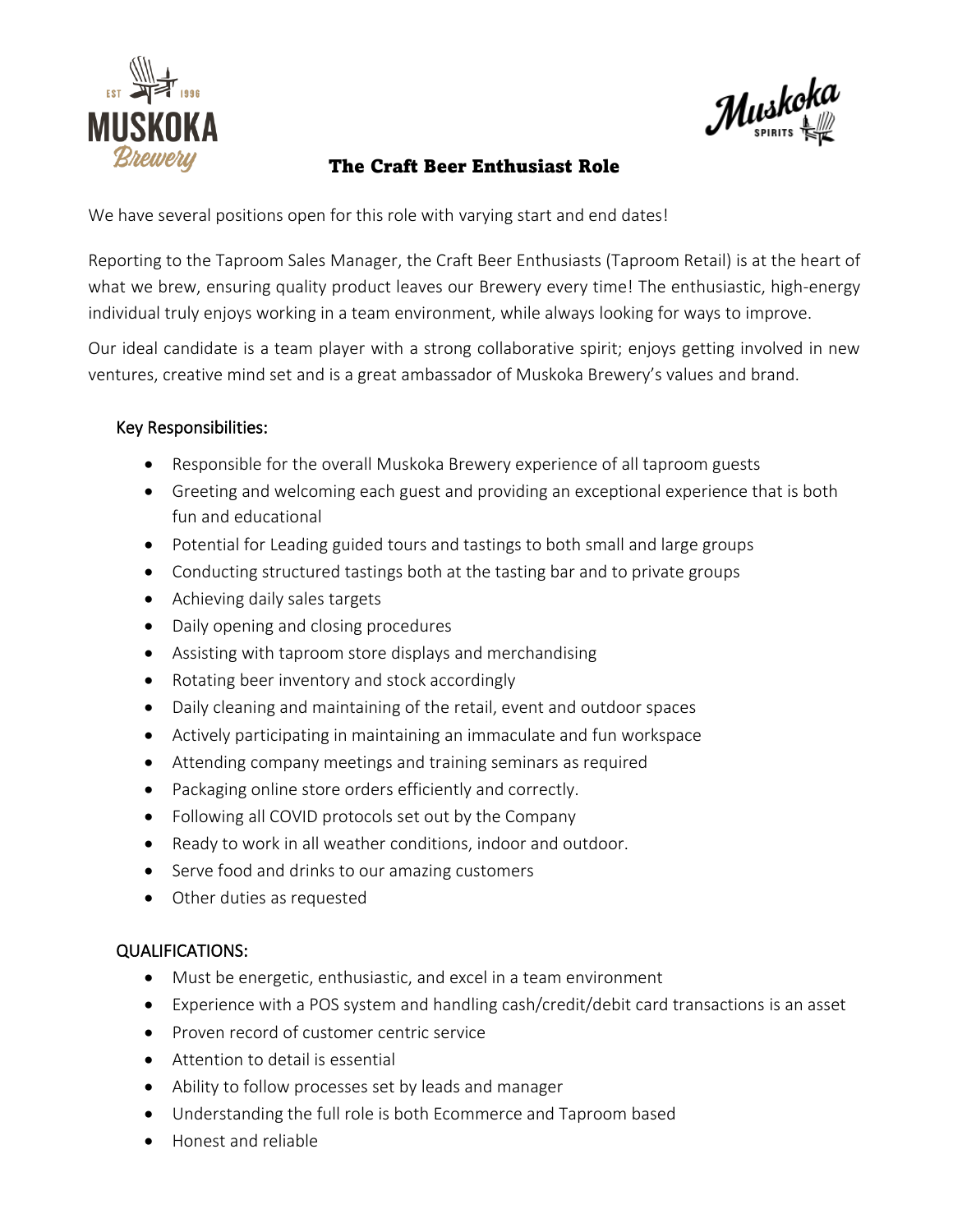# The Craft Beer Enthusiast Role

We have several positions open for this role with varying start and end dates!

Reporting to the Taproom Sales Manager, the Craft Beer Enthusiasts (Taproom Retail) is at the heart of what we brew, ensuring quality product leaves our Brewery every time! The enthusiastic, high-energy individual truly enjoys working in a team environment, while always looking for ways to improve.

Our ideal candidate is a team player with a strong collaborative spirit; enjoys getting involved in new ventures, creative mind set and is a great ambassador of Muskoka Brewery's values and brand.

## Key Responsibilities:

- Responsible for the overall Muskoka Brewery experience of all taproom guests
- Greeting and welcoming each guest and providing an exceptional experience that is both fun and educational
- Potential for Leading guided tours and tastings to both small and large groups
- Conducting structured tastings both at the tasting bar and to private groups
- Achieving daily sales targets
- Daily opening and closing procedures
- Assisting with taproom store displays and merchandising
- Rotating beer inventory and stock accordingly
- Daily cleaning and maintaining of the retail, event and outdoor spaces
- Actively participating in maintaining an immaculate and fun workspace
- Attending company meetings and training seminars as required
- Packaging online store orders efficiently and correctly.
- Following all COVID protocols set out by the Company
- Ready to work in all weather conditions, indoor and outdoor.
- Serve food and drinks to our amazing customers
- Other duties as requested

## QUALIFICATIONS:

- Must be energetic, enthusiastic, and excel in a team environment
- Experience with a POS system and handling cash/credit/debit card transactions is an asset
- Proven record of customer centric service
- Attention to detail is essential
- Ability to follow processes set by leads and manager
- Understanding the full role is both Ecommerce and Taproom based
- Honest and reliable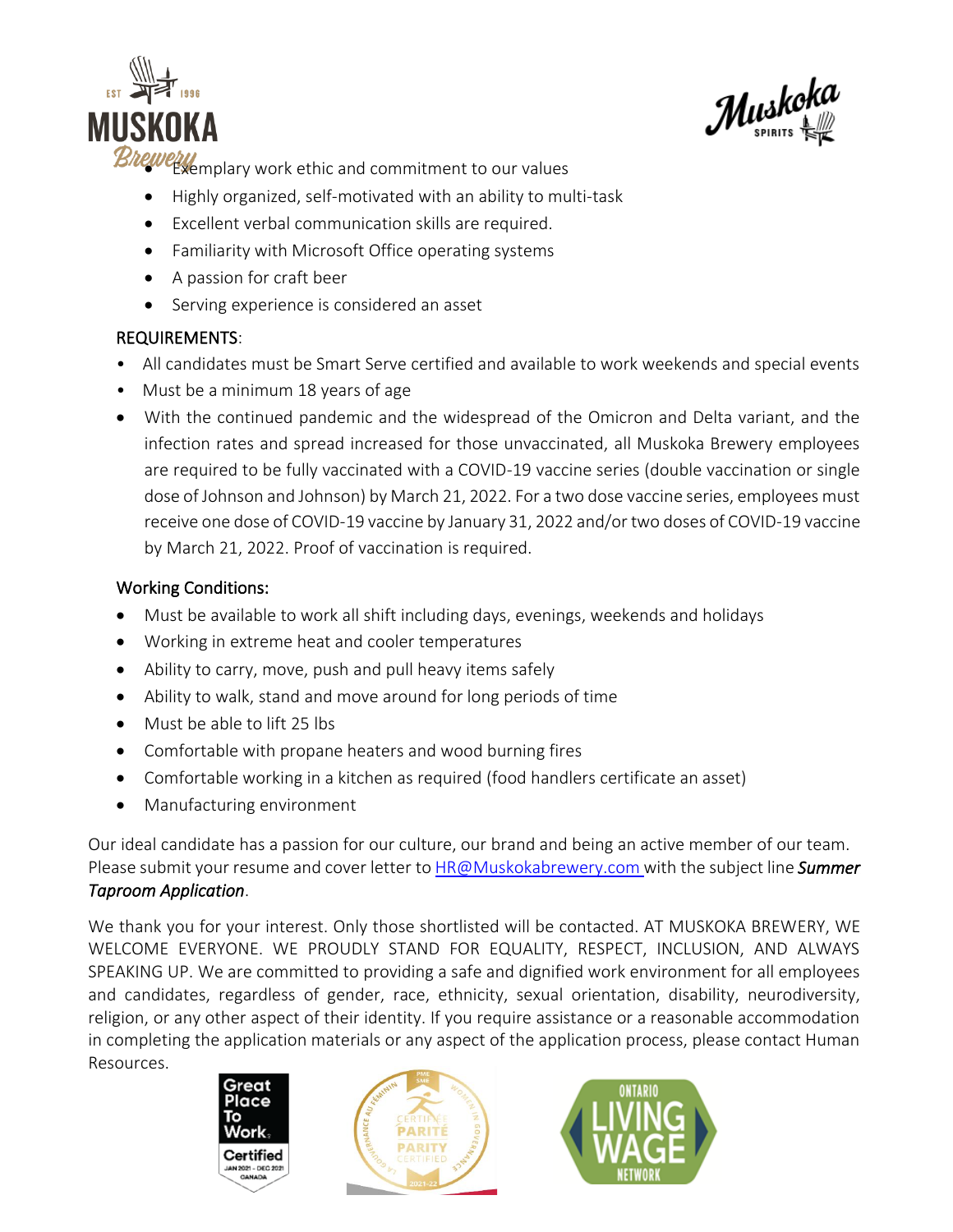- Exemplary work ethic and commitment to our values
- Highly organized, self-motivated with an ability to multi-task
- Excellent verbal communication skills are required.
- Familiarity with Microsoft Office operating systems
- A passion for craft beer
- Serving experience is considered an asset

REQUIREMENTS:

- All candidates must be Smart Serve certified and available to work weekends and special events
- Must be a minimum 18 years of age
- With the continued pandemic and the widespread of the Omicron and Delta variant, and the infection rates and spread increased for those unvaccinated, all Muskoka Brewery employees are required to be fully vaccinated with a COVID-19 vaccine series (double vaccination or single dose of Johnson and Johnson) by March 21, 2022. For a two dose vaccine series, employees must receive one dose of COVID-19 vaccine by January 31, 2022 and/or two doses of COVID-19 vaccine by March 21, 2022. Proof of vaccination is required.

Working Conditions:

- Must be available to work all shift including days, evenings, weekends and holidays
- Working in extreme heat and cooler temperatures
- Ability to carry, move, push and pull heavy items safely
- Ability to walk, stand and move around for long periods of time
- Must be able to lift 25 lbs
- Comfortable with propane heaters and wood burning fires
- Comfortable working in a kitchen as required (food handlers certificate an asset)
- Manufacturing environment

Our ideal candidate has a passion for our culture, our brand and being an active member of our team. Please submit your resume and cover letter to HR@Muskokabrewery.com with the subject line ***Summer Taproom Application***.

We thank you for your interest. Only those shortlisted will be contacted. AT MUSKOKA BREWERY, WE WELCOME EVERYONE. WE PROUDLY STAND FOR EQUALITY, RESPECT, INCLUSION, AND ALWAYS SPEAKING UP. We are committed to providing a safe and dignified work environment for all employees and candidates, regardless of gender, race, ethnicity, sexual orientation, disability, neurodiversity, religion, or any other aspect of their identity. If you require assistance or a reasonable accommodation in completing the application materials or any aspect of the application process, please contact Human Resources.